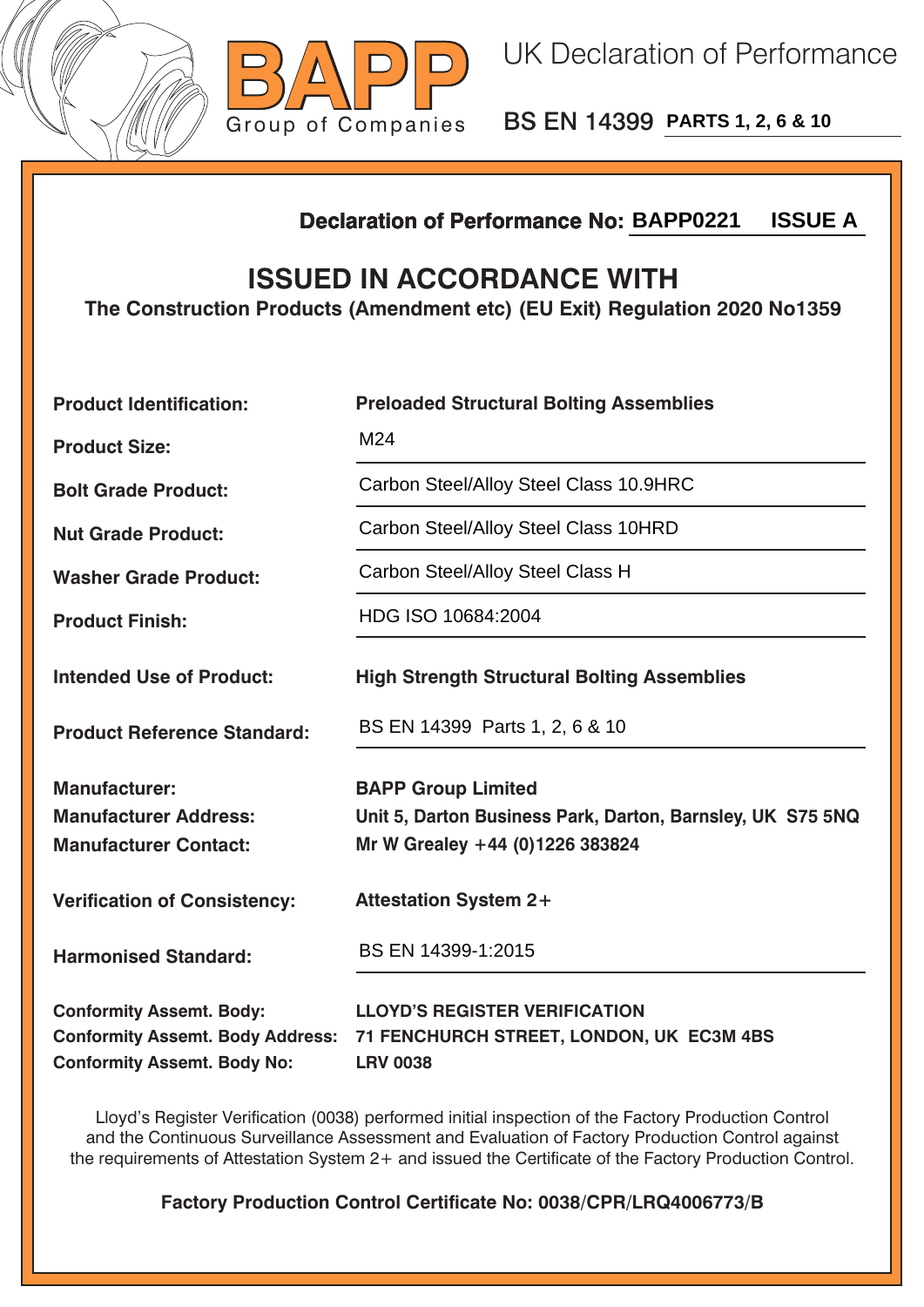**BAPP**
Group of Companies

# UK Declaration of Performance

## BS EN 14399 PARTS 1, 2, 6 & 10

**Declaration of Performance No: BAPP0221 ISSUE A**

## ISSUED IN ACCORDANCE WITH

**The Construction Products (Amendment etc) (EU Exit) Regulation 2020 No1359**

| | |
|---|---|
| **Product Identification:** | **Preloaded Structural Bolting Assemblies** |
| **Product Size:** | M24 |
| **Bolt Grade Product:** | Carbon Steel/Alloy Steel Class 10.9HRC |
| **Nut Grade Product:** | Carbon Steel/Alloy Steel Class 10HRD |
| **Washer Grade Product:** | Carbon Steel/Alloy Steel Class H |
| **Product Finish:** | HDG ISO 10684:2004 |
| **Intended Use of Product:** | **High Strength Structural Bolting Assemblies** |
| **Product Reference Standard:** | BS EN 14399 Parts 1, 2, 6 & 10 |
| **Manufacturer:** | **BAPP Group Limited** |
| **Manufacturer Address:** | **Unit 5, Darton Business Park, Darton, Barnsley, UK S75 5NQ** |
| **Manufacturer Contact:** | **Mr W Grealey +44 (0)1226 383824** |
| **Verification of Consistency:** | **Attestation System 2+** |
| **Harmonised Standard:** | BS EN 14399-1:2015 |
| **Conformity Assemt. Body:** | **LLOYD'S REGISTER VERIFICATION** |
| **Conformity Assemt. Body Address:** | **71 FENCHURCH STREET, LONDON, UK EC3M 4BS** |
| **Conformity Assemt. Body No:** | **LRV 0038** |

Lloyd's Register Verification (0038) performed initial inspection of the Factory Production Control and the Continuous Surveillance Assessment and Evaluation of Factory Production Control against the requirements of Attestation System 2+ and issued the Certificate of the Factory Production Control.

**Factory Production Control Certificate No: 0038/CPR/LRQ4006773/B**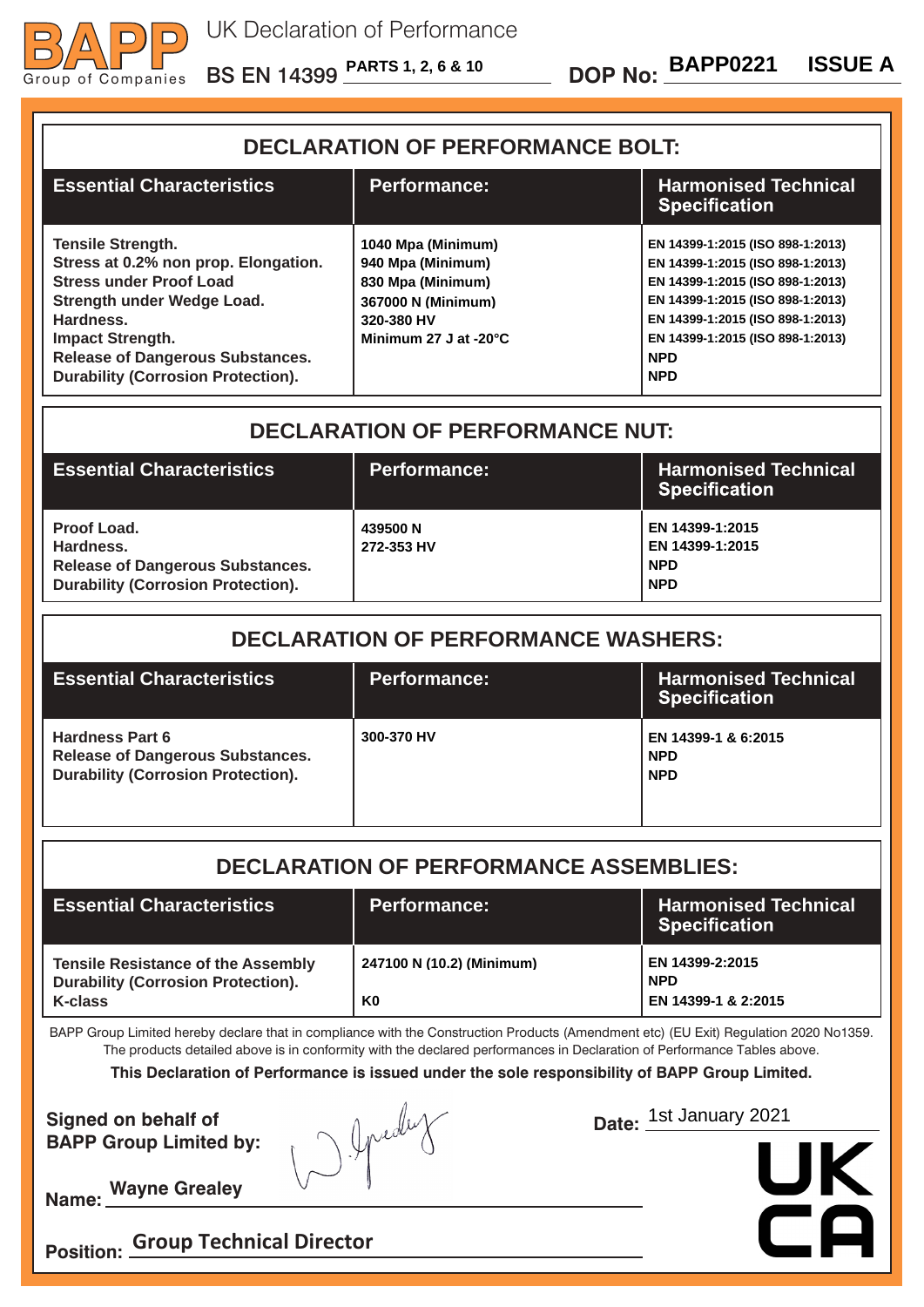BAPP Group of Companies

UK Declaration of Performance

BS EN 14399 PARTS 1, 2, 6 & 10 DOP No: BAPP0221 ISSUE A

## DECLARATION OF PERFORMANCE BOLT:

| Essential Characteristics | Performance: | Harmonised Technical Specification |
|---|---|---|
| Tensile Strength. | 1040 Mpa (Minimum) | EN 14399-1:2015 (ISO 898-1:2013) |
| Stress at 0.2% non prop. Elongation. | 940 Mpa (Minimum) | EN 14399-1:2015 (ISO 898-1:2013) |
| Stress under Proof Load | 830 Mpa (Minimum) | EN 14399-1:2015 (ISO 898-1:2013) |
| Strength under Wedge Load. | 367000 N (Minimum) | EN 14399-1:2015 (ISO 898-1:2013) |
| Hardness. | 320-380 HV | EN 14399-1:2015 (ISO 898-1:2013) |
| Impact Strength. | Minimum 27 J at -20°C | EN 14399-1:2015 (ISO 898-1:2013) |
| Release of Dangerous Substances. | | NPD |
| Durability (Corrosion Protection). | | NPD |

## DECLARATION OF PERFORMANCE NUT:

| Essential Characteristics | Performance: | Harmonised Technical Specification |
|---|---|---|
| Proof Load. | 439500 N | EN 14399-1:2015 |
| Hardness. | 272-353 HV | EN 14399-1:2015 |
| Release of Dangerous Substances. | | NPD |
| Durability (Corrosion Protection). | | NPD |

## DECLARATION OF PERFORMANCE WASHERS:

| Essential Characteristics | Performance: | Harmonised Technical Specification |
|---|---|---|
| Hardness Part 6 | 300-370 HV | EN 14399-1 & 6:2015 |
| Release of Dangerous Substances. | | NPD |
| Durability (Corrosion Protection). | | NPD |

## DECLARATION OF PERFORMANCE ASSEMBLIES:

| Essential Characteristics | Performance: | Harmonised Technical Specification |
|---|---|---|
| Tensile Resistance of the Assembly | 247100 N (10.2) (Minimum) | EN 14399-2:2015 |
| Durability (Corrosion Protection). | | NPD |
| K-class | K0 | EN 14399-1 & 2:2015 |

BAPP Group Limited hereby declare that in compliance with the Construction Products (Amendment etc) (EU Exit) Regulation 2020 No1359. The products detailed above is in conformity with the declared performances in Declaration of Performance Tables above.

**This Declaration of Performance is issued under the sole responsibility of BAPP Group Limited.**

**Signed on behalf of BAPP Group Limited by:**

**Date:** 1st January 2021

**Name:** Wayne Grealey

**Position:** Group Technical Director

UK CA